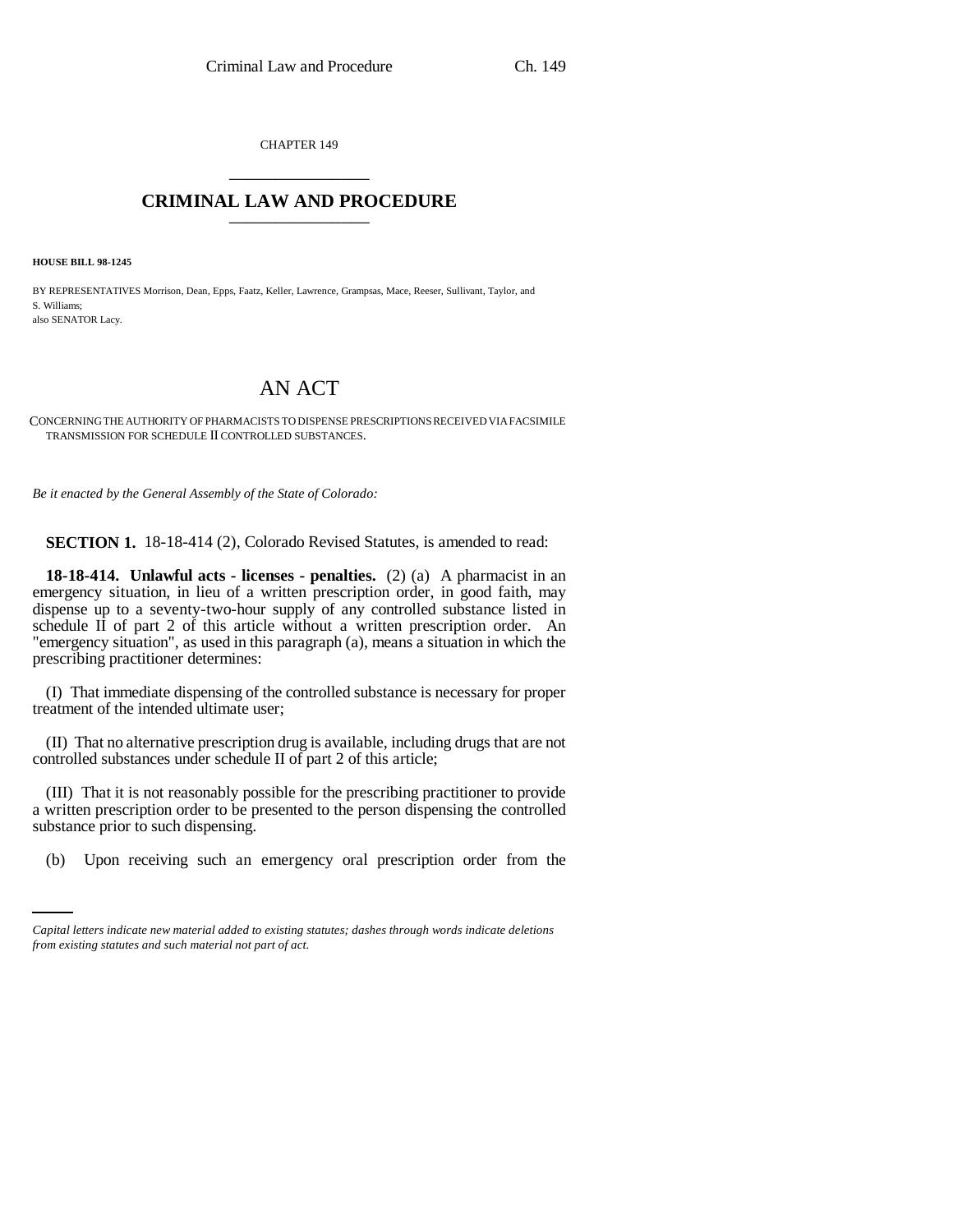CHAPTER 149

# CRIMINAL LAW AND PROCEDURE

**HOUSE BILL 98-1245**

BY REPRESENTATIVES Morrison, Dean, Epps, Faatz, Keller, Lawrence, Grampsas, Mace, Reeser, Sullivant, Taylor, and S. Williams;
also SENATOR Lacy.

# AN ACT

CONCERNING THE AUTHORITY OF PHARMACISTS TO DISPENSE PRESCRIPTIONS RECEIVED VIA FACSIMILE TRANSMISSION FOR SCHEDULE II CONTROLLED SUBSTANCES.

*Be it enacted by the General Assembly of the State of Colorado:*

**SECTION 1.** 18-18-414 (2), Colorado Revised Statutes, is amended to read:

**18-18-414. Unlawful acts - licenses - penalties.** (2) (a) A pharmacist in an emergency situation, in lieu of a written prescription order, in good faith, may dispense up to a seventy-two-hour supply of any controlled substance listed in schedule II of part 2 of this article without a written prescription order. An "emergency situation", as used in this paragraph (a), means a situation in which the prescribing practitioner determines:

(I) That immediate dispensing of the controlled substance is necessary for proper treatment of the intended ultimate user;

(II) That no alternative prescription drug is available, including drugs that are not controlled substances under schedule II of part 2 of this article;

(III) That it is not reasonably possible for the prescribing practitioner to provide a written prescription order to be presented to the person dispensing the controlled substance prior to such dispensing.

(b) Upon receiving such an emergency oral prescription order from the

*Capital letters indicate new material added to existing statutes; dashes through words indicate deletions from existing statutes and such material not part of act.*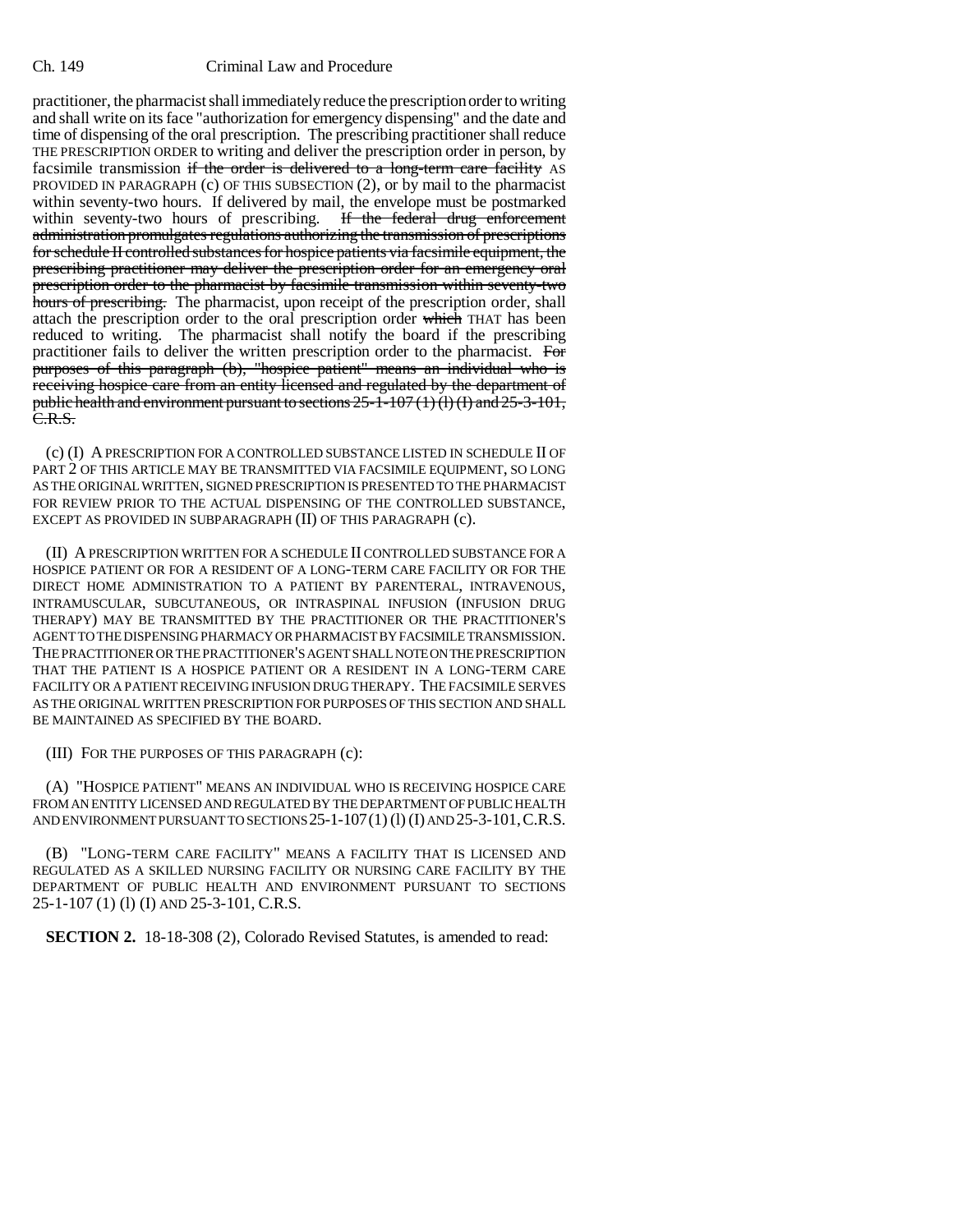practitioner, the pharmacist shall immediately reduce the prescription order to writing and shall write on its face "authorization for emergency dispensing" and the date and time of dispensing of the oral prescription. The prescribing practitioner shall reduce THE PRESCRIPTION ORDER to writing and deliver the prescription order in person, by facsimile transmission ~~if the order is delivered to a long-term care facility~~ AS PROVIDED IN PARAGRAPH (c) OF THIS SUBSECTION (2), or by mail to the pharmacist within seventy-two hours. If delivered by mail, the envelope must be postmarked within seventy-two hours of prescribing. ~~If the federal drug enforcement administration promulgates regulations authorizing the transmission of prescriptions for schedule II controlled substances for hospice patients via facsimile equipment, the prescribing practitioner may deliver the prescription order for an emergency oral prescription order to the pharmacist by facsimile transmission within seventy-two hours of prescribing.~~ The pharmacist, upon receipt of the prescription order, shall attach the prescription order to the oral prescription order ~~which~~ THAT has been reduced to writing. The pharmacist shall notify the board if the prescribing practitioner fails to deliver the written prescription order to the pharmacist. ~~For purposes of this paragraph (b), "hospice patient" means an individual who is receiving hospice care from an entity licensed and regulated by the department of public health and environment pursuant to sections 25-1-107 (1) (l) (I) and 25-3-101, C.R.S.~~

(c) (I) A PRESCRIPTION FOR A CONTROLLED SUBSTANCE LISTED IN SCHEDULE II OF PART 2 OF THIS ARTICLE MAY BE TRANSMITTED VIA FACSIMILE EQUIPMENT, SO LONG AS THE ORIGINAL WRITTEN, SIGNED PRESCRIPTION IS PRESENTED TO THE PHARMACIST FOR REVIEW PRIOR TO THE ACTUAL DISPENSING OF THE CONTROLLED SUBSTANCE, EXCEPT AS PROVIDED IN SUBPARAGRAPH (II) OF THIS PARAGRAPH (c).

(II) A PRESCRIPTION WRITTEN FOR A SCHEDULE II CONTROLLED SUBSTANCE FOR A HOSPICE PATIENT OR FOR A RESIDENT OF A LONG-TERM CARE FACILITY OR FOR THE DIRECT HOME ADMINISTRATION TO A PATIENT BY PARENTERAL, INTRAVENOUS, INTRAMUSCULAR, SUBCUTANEOUS, OR INTRASPINAL INFUSION (INFUSION DRUG THERAPY) MAY BE TRANSMITTED BY THE PRACTITIONER OR THE PRACTITIONER'S AGENT TO THE DISPENSING PHARMACY OR PHARMACIST BY FACSIMILE TRANSMISSION. THE PRACTITIONER OR THE PRACTITIONER'S AGENT SHALL NOTE ON THE PRESCRIPTION THAT THE PATIENT IS A HOSPICE PATIENT OR A RESIDENT IN A LONG-TERM CARE FACILITY OR A PATIENT RECEIVING INFUSION DRUG THERAPY. THE FACSIMILE SERVES AS THE ORIGINAL WRITTEN PRESCRIPTION FOR PURPOSES OF THIS SECTION AND SHALL BE MAINTAINED AS SPECIFIED BY THE BOARD.

(III) FOR THE PURPOSES OF THIS PARAGRAPH (c):

(A) "HOSPICE PATIENT" MEANS AN INDIVIDUAL WHO IS RECEIVING HOSPICE CARE FROM AN ENTITY LICENSED AND REGULATED BY THE DEPARTMENT OF PUBLIC HEALTH AND ENVIRONMENT PURSUANT TO SECTIONS 25-1-107 (1) (l) (I) AND 25-3-101, C.R.S.

(B) "LONG-TERM CARE FACILITY" MEANS A FACILITY THAT IS LICENSED AND REGULATED AS A SKILLED NURSING FACILITY OR NURSING CARE FACILITY BY THE DEPARTMENT OF PUBLIC HEALTH AND ENVIRONMENT PURSUANT TO SECTIONS 25-1-107 (1) (l) (I) AND 25-3-101, C.R.S.

**SECTION 2.** 18-18-308 (2), Colorado Revised Statutes, is amended to read: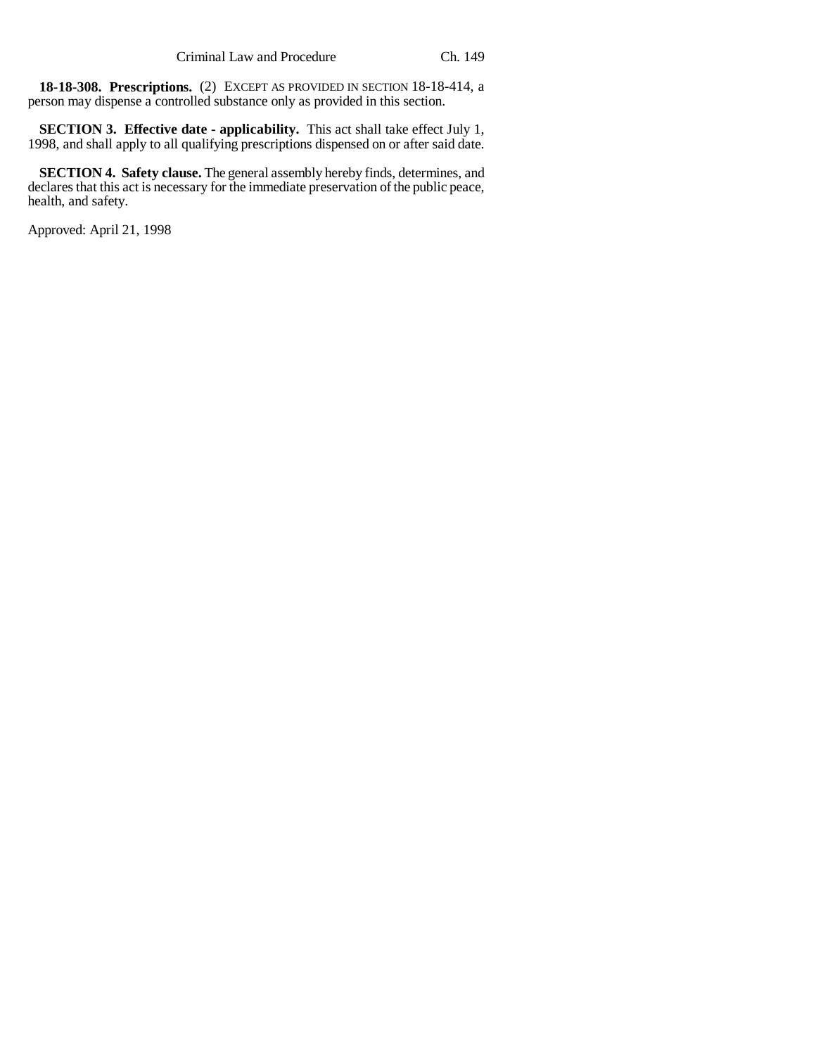**18-18-308. Prescriptions.** (2) EXCEPT AS PROVIDED IN SECTION 18-18-414, a person may dispense a controlled substance only as provided in this section.

**SECTION 3. Effective date - applicability.** This act shall take effect July 1, 1998, and shall apply to all qualifying prescriptions dispensed on or after said date.

**SECTION 4. Safety clause.** The general assembly hereby finds, determines, and declares that this act is necessary for the immediate preservation of the public peace, health, and safety.

Approved: April 21, 1998